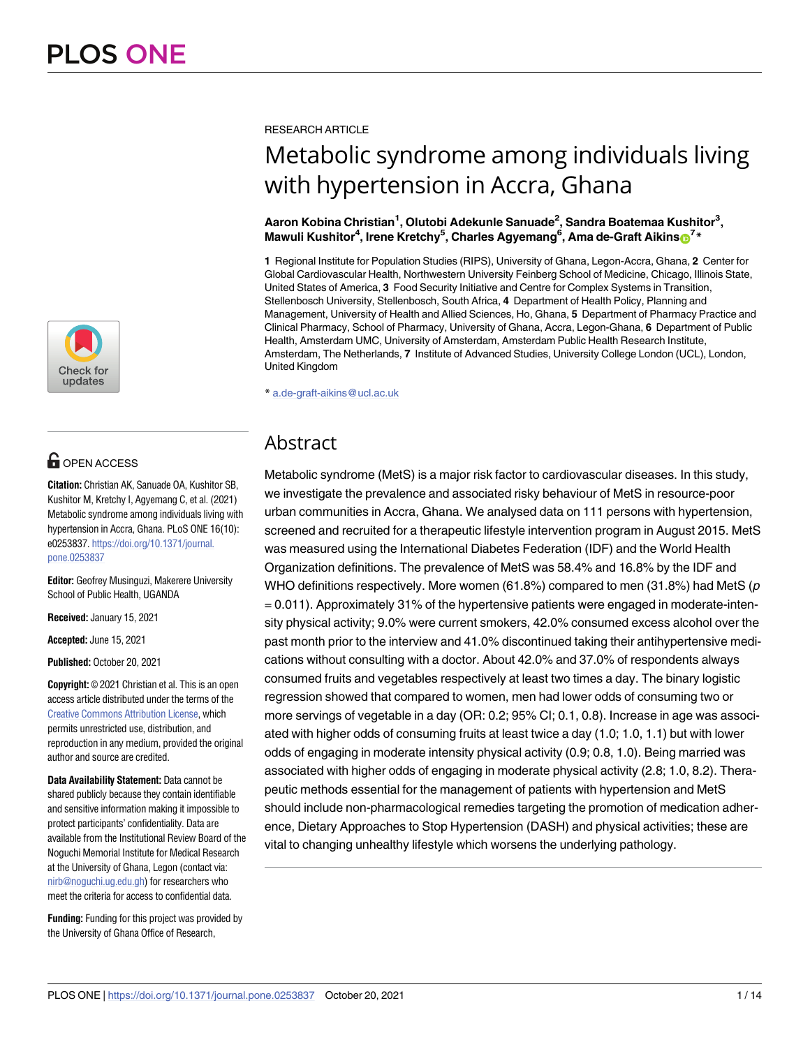RESEARCH ARTICLE

# Metabolic syndrome among individuals living with hypertension in Accra, Ghana

**Aaron Kobina Christian[1], Olutobi Adekunle Sanuade[2], Sandra Boatemaa Kushitor[3], Mawuli Kushitor[4], Irene Kretchy[5], Charles Agyemang[6], Ama de-Graft Aikins[7]***

**1** Regional Institute for Population Studies (RIPS), University of Ghana, Legon-Accra, Ghana, **2** Center for Global Cardiovascular Health, Northwestern University Feinberg School of Medicine, Chicago, Illinois State, United States of America, **3** Food Security Initiative and Centre for Complex Systems in Transition, Stellenbosch University, Stellenbosch, South Africa, **4** Department of Health Policy, Planning and Management, University of Health and Allied Sciences, Ho, Ghana, **5** Department of Pharmacy Practice and Clinical Pharmacy, School of Pharmacy, University of Ghana, Accra, Legon-Ghana, **6** Department of Public Health, Amsterdam UMC, University of Amsterdam, Amsterdam Public Health Research Institute, Amsterdam, The Netherlands, **7** Institute of Advanced Studies, University College London (UCL), London, United Kingdom

* a.de-graft-aikins@ucl.ac.uk

## Abstract

Metabolic syndrome (MetS) is a major risk factor to cardiovascular diseases. In this study, we investigate the prevalence and associated risky behaviour of MetS in resource-poor urban communities in Accra, Ghana. We analysed data on 111 persons with hypertension, screened and recruited for a therapeutic lifestyle intervention program in August 2015. MetS was measured using the International Diabetes Federation (IDF) and the World Health Organization definitions. The prevalence of MetS was 58.4% and 16.8% by the IDF and WHO definitions respectively. More women (61.8%) compared to men (31.8%) had MetS ($p = 0.011$). Approximately 31% of the hypertensive patients were engaged in moderate-intensity physical activity; 9.0% were current smokers, 42.0% consumed excess alcohol over the past month prior to the interview and 41.0% discontinued taking their antihypertensive medications without consulting with a doctor. About 42.0% and 37.0% of respondents always consumed fruits and vegetables respectively at least two times a day. The binary logistic regression showed that compared to women, men had lower odds of consuming two or more servings of vegetable in a day (OR: 0.2; 95% CI; 0.1, 0.8). Increase in age was associated with higher odds of consuming fruits at least twice a day (1.0; 1.0, 1.1) but with lower odds of engaging in moderate intensity physical activity (0.9; 0.8, 1.0). Being married was associated with higher odds of engaging in moderate physical activity (2.8; 1.0, 8.2). Therapeutic methods essential for the management of patients with hypertension and MetS should include non-pharmacological remedies targeting the promotion of medication adherence, Dietary Approaches to Stop Hypertension (DASH) and physical activities; these are vital to changing unhealthy lifestyle which worsens the underlying pathology.

OPEN ACCESS

**Citation:** Christian AK, Sanuade OA, Kushitor SB, Kushitor M, Kretchy I, Agyemang C, et al. (2021) Metabolic syndrome among individuals living with hypertension in Accra, Ghana. PLoS ONE 16(10): e0253837. https://doi.org/10.1371/journal.pone.0253837

**Editor:** Geofrey Musinguzi, Makerere University School of Public Health, UGANDA

**Received:** January 15, 2021

**Accepted:** June 15, 2021

**Published:** October 20, 2021

**Copyright:** © 2021 Christian et al. This is an open access article distributed under the terms of the Creative Commons Attribution License, which permits unrestricted use, distribution, and reproduction in any medium, provided the original author and source are credited.

**Data Availability Statement:** Data cannot be shared publicly because they contain identifiable and sensitive information making it impossible to protect participants' confidentiality. Data are available from the Institutional Review Board of the Noguchi Memorial Institute for Medical Research at the University of Ghana, Legon (contact via: nirb@noguchi.ug.edu.gh) for researchers who meet the criteria for access to confidential data.

**Funding:** Funding for this project was provided by the University of Ghana Office of Research,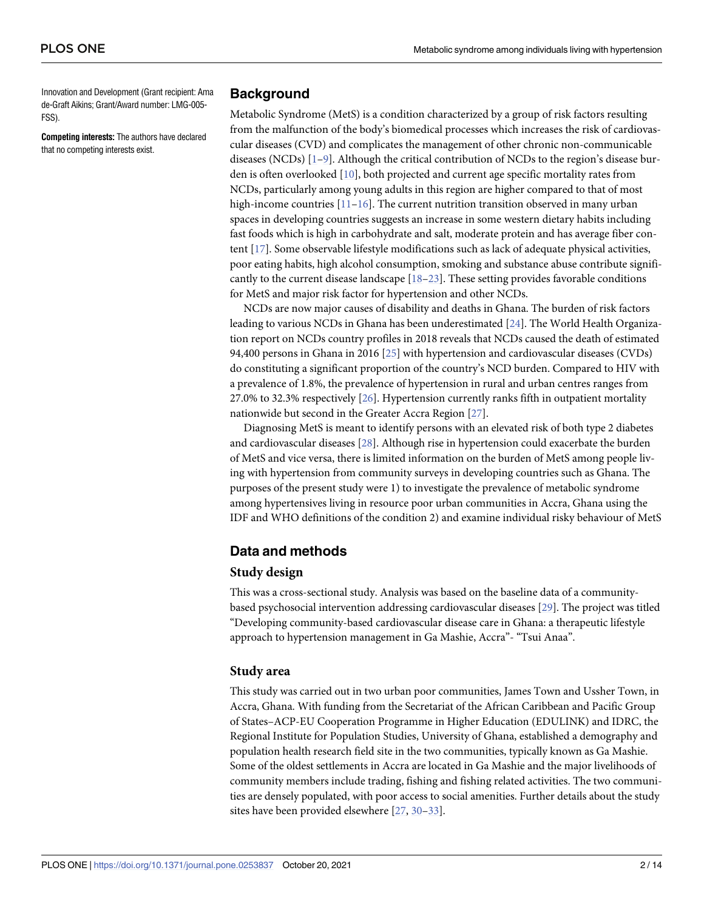Innovation and Development (Grant recipient: Ama de-Graft Aikins; Grant/Award number: LMG-005-FSS).

**Competing interests:** The authors have declared that no competing interests exist.

## Background

Metabolic Syndrome (MetS) is a condition characterized by a group of risk factors resulting from the malfunction of the body's biomedical processes which increases the risk of cardiovascular diseases (CVD) and complicates the management of other chronic non-communicable diseases (NCDs) [1–9]. Although the critical contribution of NCDs to the region's disease burden is often overlooked [10], both projected and current age specific mortality rates from NCDs, particularly among young adults in this region are higher compared to that of most high-income countries [11–16]. The current nutrition transition observed in many urban spaces in developing countries suggests an increase in some western dietary habits including fast foods which is high in carbohydrate and salt, moderate protein and has average fiber content [17]. Some observable lifestyle modifications such as lack of adequate physical activities, poor eating habits, high alcohol consumption, smoking and substance abuse contribute significantly to the current disease landscape [18–23]. These setting provides favorable conditions for MetS and major risk factor for hypertension and other NCDs.

NCDs are now major causes of disability and deaths in Ghana. The burden of risk factors leading to various NCDs in Ghana has been underestimated [24]. The World Health Organization report on NCDs country profiles in 2018 reveals that NCDs caused the death of estimated 94,400 persons in Ghana in 2016 [25] with hypertension and cardiovascular diseases (CVDs) do constituting a significant proportion of the country's NCD burden. Compared to HIV with a prevalence of 1.8%, the prevalence of hypertension in rural and urban centres ranges from 27.0% to 32.3% respectively [26]. Hypertension currently ranks fifth in outpatient mortality nationwide but second in the Greater Accra Region [27].

Diagnosing MetS is meant to identify persons with an elevated risk of both type 2 diabetes and cardiovascular diseases [28]. Although rise in hypertension could exacerbate the burden of MetS and vice versa, there is limited information on the burden of MetS among people living with hypertension from community surveys in developing countries such as Ghana. The purposes of the present study were 1) to investigate the prevalence of metabolic syndrome among hypertensives living in resource poor urban communities in Accra, Ghana using the IDF and WHO definitions of the condition 2) and examine individual risky behaviour of MetS

## Data and methods

### Study design

This was a cross-sectional study. Analysis was based on the baseline data of a community-based psychosocial intervention addressing cardiovascular diseases [29]. The project was titled "Developing community-based cardiovascular disease care in Ghana: a therapeutic lifestyle approach to hypertension management in Ga Mashie, Accra"- "Tsui Anaa".

### Study area

This study was carried out in two urban poor communities, James Town and Ussher Town, in Accra, Ghana. With funding from the Secretariat of the African Caribbean and Pacific Group of States–ACP-EU Cooperation Programme in Higher Education (EDULINK) and IDRC, the Regional Institute for Population Studies, University of Ghana, established a demography and population health research field site in the two communities, typically known as Ga Mashie. Some of the oldest settlements in Accra are located in Ga Mashie and the major livelihoods of community members include trading, fishing and fishing related activities. The two communities are densely populated, with poor access to social amenities. Further details about the study sites have been provided elsewhere [27, 30–33].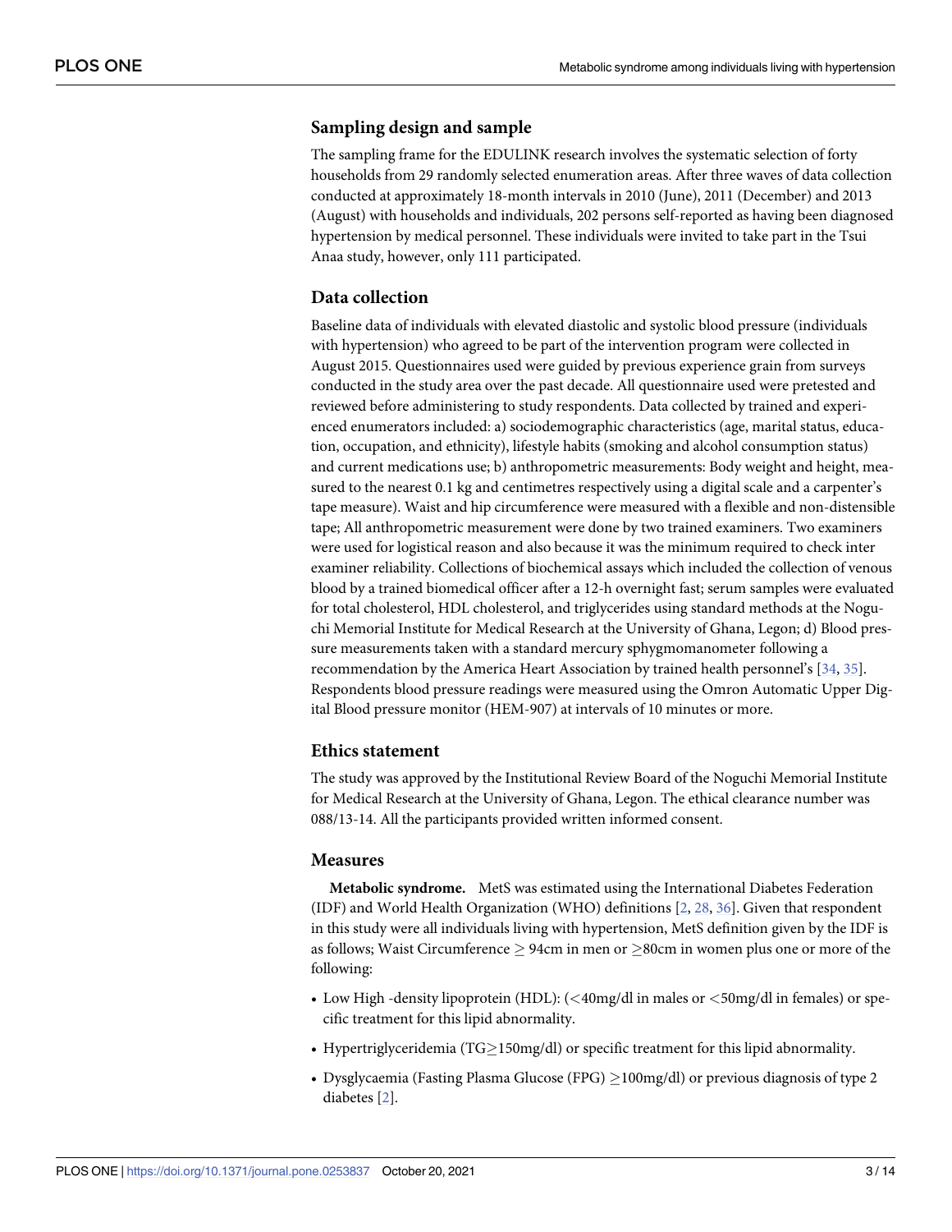### Sampling design and sample

The sampling frame for the EDULINK research involves the systematic selection of forty households from 29 randomly selected enumeration areas. After three waves of data collection conducted at approximately 18-month intervals in 2010 (June), 2011 (December) and 2013 (August) with households and individuals, 202 persons self-reported as having been diagnosed hypertension by medical personnel. These individuals were invited to take part in the Tsui Anaa study, however, only 111 participated.

### Data collection

Baseline data of individuals with elevated diastolic and systolic blood pressure (individuals with hypertension) who agreed to be part of the intervention program were collected in August 2015. Questionnaires used were guided by previous experience grain from surveys conducted in the study area over the past decade. All questionnaire used were pretested and reviewed before administering to study respondents. Data collected by trained and experienced enumerators included: a) sociodemographic characteristics (age, marital status, education, occupation, and ethnicity), lifestyle habits (smoking and alcohol consumption status) and current medications use; b) anthropometric measurements: Body weight and height, measured to the nearest 0.1 kg and centimetres respectively using a digital scale and a carpenter's tape measure). Waist and hip circumference were measured with a flexible and non-distensible tape; All anthropometric measurement were done by two trained examiners. Two examiners were used for logistical reason and also because it was the minimum required to check inter examiner reliability. Collections of biochemical assays which included the collection of venous blood by a trained biomedical officer after a 12-h overnight fast; serum samples were evaluated for total cholesterol, HDL cholesterol, and triglycerides using standard methods at the Noguchi Memorial Institute for Medical Research at the University of Ghana, Legon; d) Blood pressure measurements taken with a standard mercury sphygmomanometer following a recommendation by the America Heart Association by trained health personnel's [34, 35]. Respondents blood pressure readings were measured using the Omron Automatic Upper Digital Blood pressure monitor (HEM-907) at intervals of 10 minutes or more.

### Ethics statement

The study was approved by the Institutional Review Board of the Noguchi Memorial Institute for Medical Research at the University of Ghana, Legon. The ethical clearance number was 088/13-14. All the participants provided written informed consent.

### Measures

**Metabolic syndrome.** MetS was estimated using the International Diabetes Federation (IDF) and World Health Organization (WHO) definitions [2, 28, 36]. Given that respondent in this study were all individuals living with hypertension, MetS definition given by the IDF is as follows; Waist Circumference $\geq$ 94cm in men or $\geq$80cm in women plus one or more of the following:

- Low High -density lipoprotein (HDL): (<40mg/dl in males or <50mg/dl in females) or specific treatment for this lipid abnormality.
- Hypertriglyceridemia (TG$\geq$150mg/dl) or specific treatment for this lipid abnormality.
- Dysglycaemia (Fasting Plasma Glucose (FPG) $\geq$100mg/dl) or previous diagnosis of type 2 diabetes [2].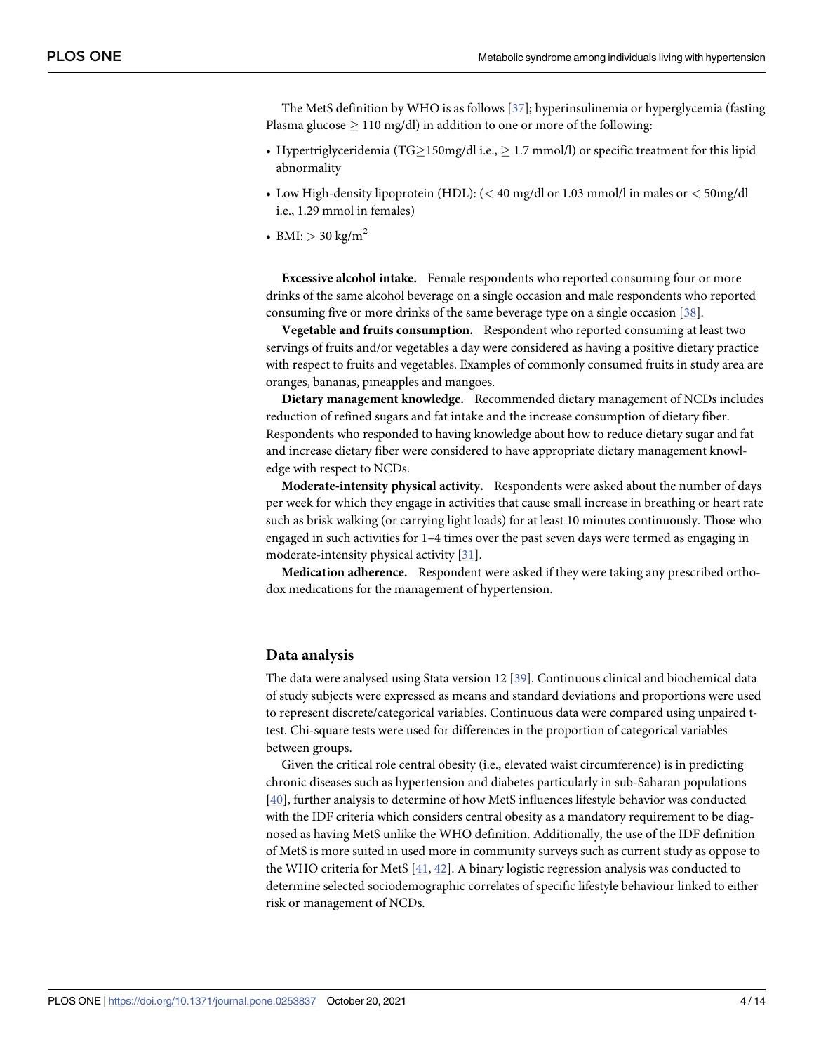The MetS definition by WHO is as follows [37]; hyperinsulinemia or hyperglycemia (fasting Plasma glucose $\geq$ 110 mg/dl) in addition to one or more of the following:

- Hypertriglyceridemia (TG$\geq$150mg/dl i.e., $\geq$ 1.7 mmol/l) or specific treatment for this lipid abnormality
- Low High-density lipoprotein (HDL): (< 40 mg/dl or 1.03 mmol/l in males or < 50mg/dl i.e., 1.29 mmol in females)
- BMI: > 30 kg/m$^2$

**Excessive alcohol intake.** Female respondents who reported consuming four or more drinks of the same alcohol beverage on a single occasion and male respondents who reported consuming five or more drinks of the same beverage type on a single occasion [38].

**Vegetable and fruits consumption.** Respondent who reported consuming at least two servings of fruits and/or vegetables a day were considered as having a positive dietary practice with respect to fruits and vegetables. Examples of commonly consumed fruits in study area are oranges, bananas, pineapples and mangoes.

**Dietary management knowledge.** Recommended dietary management of NCDs includes reduction of refined sugars and fat intake and the increase consumption of dietary fiber. Respondents who responded to having knowledge about how to reduce dietary sugar and fat and increase dietary fiber were considered to have appropriate dietary management knowledge with respect to NCDs.

**Moderate-intensity physical activity.** Respondents were asked about the number of days per week for which they engage in activities that cause small increase in breathing or heart rate such as brisk walking (or carrying light loads) for at least 10 minutes continuously. Those who engaged in such activities for 1–4 times over the past seven days were termed as engaging in moderate-intensity physical activity [31].

**Medication adherence.** Respondent were asked if they were taking any prescribed orthodox medications for the management of hypertension.

## Data analysis

The data were analysed using Stata version 12 [39]. Continuous clinical and biochemical data of study subjects were expressed as means and standard deviations and proportions were used to represent discrete/categorical variables. Continuous data were compared using unpaired t-test. Chi-square tests were used for differences in the proportion of categorical variables between groups.

Given the critical role central obesity (i.e., elevated waist circumference) is in predicting chronic diseases such as hypertension and diabetes particularly in sub-Saharan populations [40], further analysis to determine of how MetS influences lifestyle behavior was conducted with the IDF criteria which considers central obesity as a mandatory requirement to be diagnosed as having MetS unlike the WHO definition. Additionally, the use of the IDF definition of MetS is more suited in used more in community surveys such as current study as oppose to the WHO criteria for MetS [41, 42]. A binary logistic regression analysis was conducted to determine selected sociodemographic correlates of specific lifestyle behaviour linked to either risk or management of NCDs.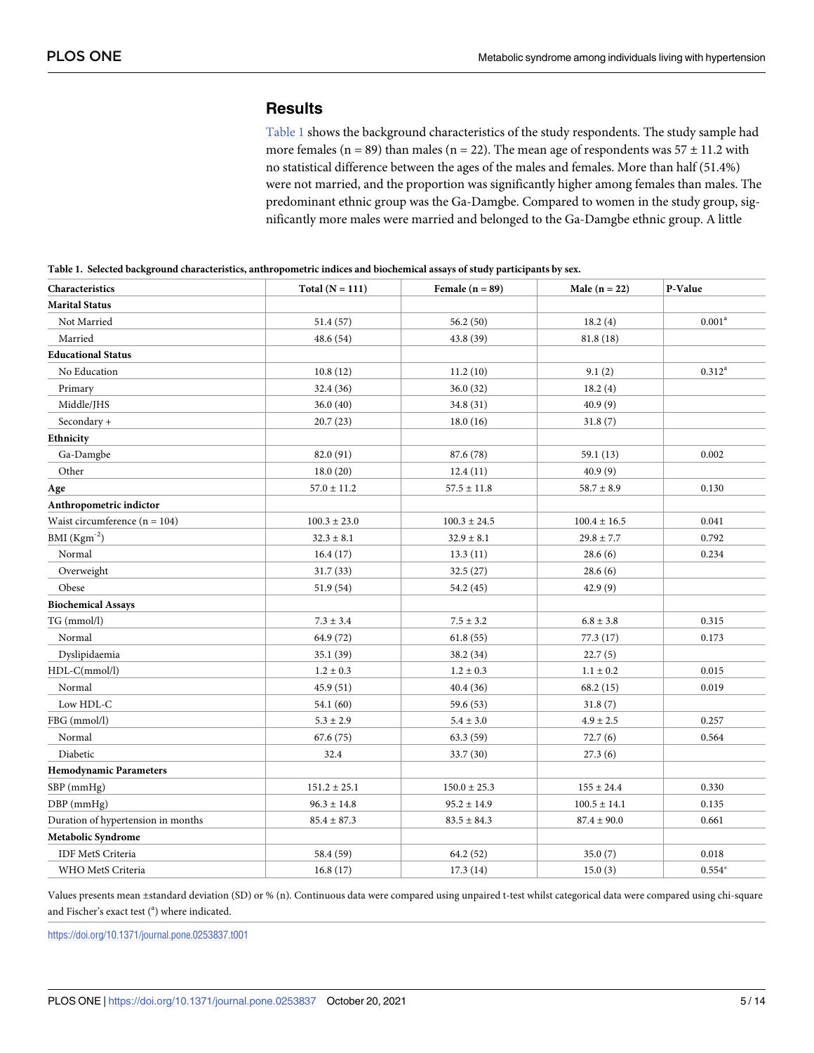## Results

Table 1 shows the background characteristics of the study respondents. The study sample had more females (n = 89) than males (n = 22). The mean age of respondents was 57 ± 11.2 with no statistical difference between the ages of the males and females. More than half (51.4%) were not married, and the proportion was significantly higher among females than males. The predominant ethnic group was the Ga-Damgbe. Compared to women in the study group, significantly more males were married and belonged to the Ga-Damgbe ethnic group. A little

**Table 1. Selected background characteristics, anthropometric indices and biochemical assays of study participants by sex.**

| Characteristics | Total (N = 111) | Female (n = 89) | Male (n = 22) | P-Value |
|---|---|---|---|---|
| **Marital Status** | | | | |
| Not Married | 51.4 (57) | 56.2 (50) | 18.2 (4) | 0.001[a] |
| Married | 48.6 (54) | 43.8 (39) | 81.8 (18) | |
| **Educational Status** | | | | |
| No Education | 10.8 (12) | 11.2 (10) | 9.1 (2) | 0.312[a] |
| Primary | 32.4 (36) | 36.0 (32) | 18.2 (4) | |
| Middle/JHS | 36.0 (40) | 34.8 (31) | 40.9 (9) | |
| Secondary + | 20.7 (23) | 18.0 (16) | 31.8 (7) | |
| **Ethnicity** | | | | |
| Ga-Damgbe | 82.0 (91) | 87.6 (78) | 59.1 (13) | 0.002 |
| Other | 18.0 (20) | 12.4 (11) | 40.9 (9) | |
| **Age** | 57.0 ± 11.2 | 57.5 ± 11.8 | 58.7 ± 8.9 | 0.130 |
| **Anthropometric indictor** | | | | |
| Waist circumference (n = 104) | 100.3 ± 23.0 | 100.3 ± 24.5 | 100.4 ± 16.5 | 0.041 |
| BMI ($Kgm^{-2}$) | 32.3 ± 8.1 | 32.9 ± 8.1 | 29.8 ± 7.7 | 0.792 |
| Normal | 16.4 (17) | 13.3 (11) | 28.6 (6) | 0.234 |
| Overweight | 31.7 (33) | 32.5 (27) | 28.6 (6) | |
| Obese | 51.9 (54) | 54.2 (45) | 42.9 (9) | |
| **Biochemical Assays** | | | | |
| TG (mmol/l) | 7.3 ± 3.4 | 7.5 ± 3.2 | 6.8 ± 3.8 | 0.315 |
| Normal | 64.9 (72) | 61.8 (55) | 77.3 (17) | 0.173 |
| Dyslipidaemia | 35.1 (39) | 38.2 (34) | 22.7 (5) | |
| HDL-C(mmol/l) | 1.2 ± 0.3 | 1.2 ± 0.3 | 1.1 ± 0.2 | 0.015 |
| Normal | 45.9 (51) | 40.4 (36) | 68.2 (15) | 0.019 |
| Low HDL-C | 54.1 (60) | 59.6 (53) | 31.8 (7) | |
| FBG (mmol/l) | 5.3 ± 2.9 | 5.4 ± 3.0 | 4.9 ± 2.5 | 0.257 |
| Normal | 67.6 (75) | 63.3 (59) | 72.7 (6) | 0.564 |
| Diabetic | 32.4 | 33.7 (30) | 27.3 (6) | |
| **Hemodynamic Parameters** | | | | |
| SBP (mmHg) | 151.2 ± 25.1 | 150.0 ± 25.3 | 155 ± 24.4 | 0.330 |
| DBP (mmHg) | 96.3 ± 14.8 | 95.2 ± 14.9 | 100.5 ± 14.1 | 0.135 |
| Duration of hypertension in months | 85.4 ± 87.3 | 83.5 ± 84.3 | 87.4 ± 90.0 | 0.661 |
| **Metabolic Syndrome** | | | | |
| IDF MetS Criteria | 58.4 (59) | 64.2 (52) | 35.0 (7) | 0.018 |
| WHO MetS Criteria | 16.8 (17) | 17.3 (14) | 15.0 (3) | 0.554* |

Values presents mean ±standard deviation (SD) or % (n). Continuous data were compared using unpaired t-test whilst categorical data were compared using chi-square and Fischer's exact test ([a]) where indicated.

https://doi.org/10.1371/journal.pone.0253837.t001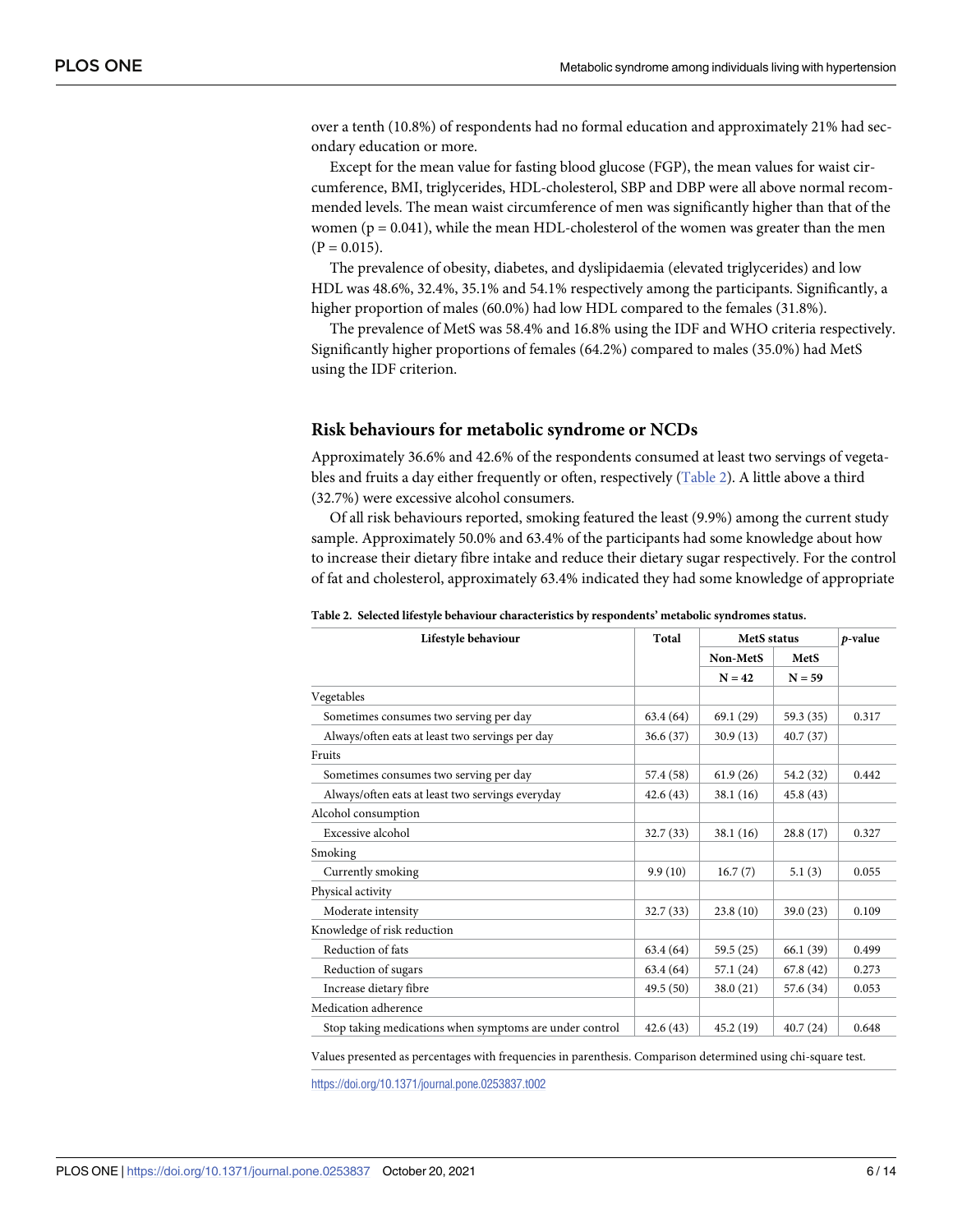over a tenth (10.8%) of respondents had no formal education and approximately 21% had secondary education or more.

Except for the mean value for fasting blood glucose (FGP), the mean values for waist circumference, BMI, triglycerides, HDL-cholesterol, SBP and DBP were all above normal recommended levels. The mean waist circumference of men was significantly higher than that of the women (p = 0.041), while the mean HDL-cholesterol of the women was greater than the men (P = 0.015).

The prevalence of obesity, diabetes, and dyslipidaemia (elevated triglycerides) and low HDL was 48.6%, 32.4%, 35.1% and 54.1% respectively among the participants. Significantly, a higher proportion of males (60.0%) had low HDL compared to the females (31.8%).

The prevalence of MetS was 58.4% and 16.8% using the IDF and WHO criteria respectively. Significantly higher proportions of females (64.2%) compared to males (35.0%) had MetS using the IDF criterion.

## Risk behaviours for metabolic syndrome or NCDs

Approximately 36.6% and 42.6% of the respondents consumed at least two servings of vegetables and fruits a day either frequently or often, respectively (Table 2). A little above a third (32.7%) were excessive alcohol consumers.

Of all risk behaviours reported, smoking featured the least (9.9%) among the current study sample. Approximately 50.0% and 63.4% of the participants had some knowledge about how to increase their dietary fibre intake and reduce their dietary sugar respectively. For the control of fat and cholesterol, approximately 63.4% indicated they had some knowledge of appropriate

**Table 2. Selected lifestyle behaviour characteristics by respondents' metabolic syndromes status.**

| Lifestyle behaviour | Total | MetS status | | *p*-value |
|---|---|---|---|---|
| | | Non-MetS | MetS | |
| | | N = 42 | N = 59 | |
| Vegetables | | | | |
| Sometimes consumes two serving per day | 63.4 (64) | 69.1 (29) | 59.3 (35) | 0.317 |
| Always/often eats at least two servings per day | 36.6 (37) | 30.9 (13) | 40.7 (37) | |
| Fruits | | | | |
| Sometimes consumes two serving per day | 57.4 (58) | 61.9 (26) | 54.2 (32) | 0.442 |
| Always/often eats at least two servings everyday | 42.6 (43) | 38.1 (16) | 45.8 (43) | |
| Alcohol consumption | | | | |
| Excessive alcohol | 32.7 (33) | 38.1 (16) | 28.8 (17) | 0.327 |
| Smoking | | | | |
| Currently smoking | 9.9 (10) | 16.7 (7) | 5.1 (3) | 0.055 |
| Physical activity | | | | |
| Moderate intensity | 32.7 (33) | 23.8 (10) | 39.0 (23) | 0.109 |
| Knowledge of risk reduction | | | | |
| Reduction of fats | 63.4 (64) | 59.5 (25) | 66.1 (39) | 0.499 |
| Reduction of sugars | 63.4 (64) | 57.1 (24) | 67.8 (42) | 0.273 |
| Increase dietary fibre | 49.5 (50) | 38.0 (21) | 57.6 (34) | 0.053 |
| Medication adherence | | | | |
| Stop taking medications when symptoms are under control | 42.6 (43) | 45.2 (19) | 40.7 (24) | 0.648 |

Values presented as percentages with frequencies in parenthesis. Comparison determined using chi-square test.

https://doi.org/10.1371/journal.pone.0253837.t002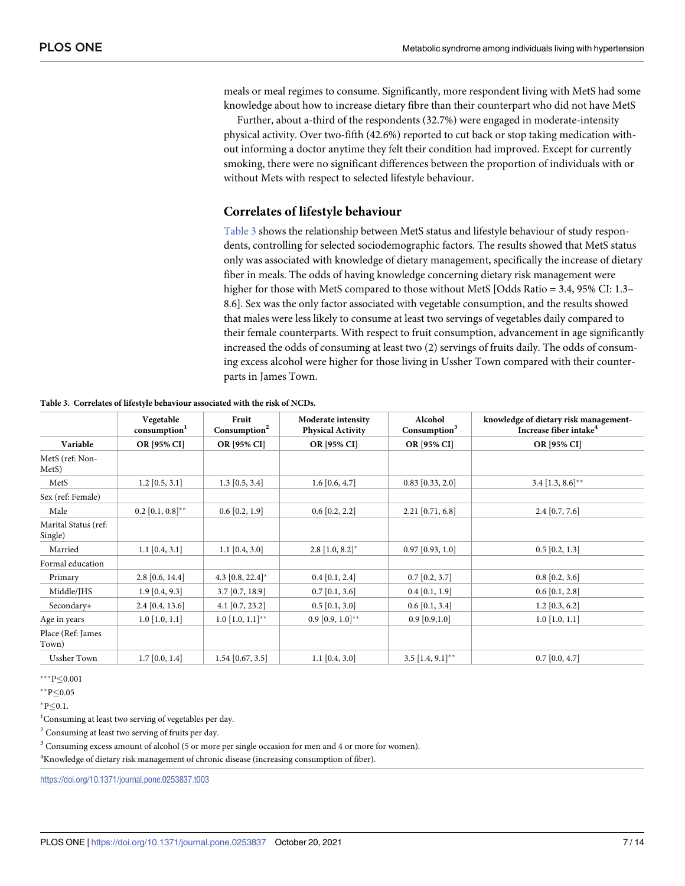meals or meal regimes to consume. Significantly, more respondent living with MetS had some knowledge about how to increase dietary fibre than their counterpart who did not have MetS

Further, about a-third of the respondents (32.7%) were engaged in moderate-intensity physical activity. Over two-fifth (42.6%) reported to cut back or stop taking medication without informing a doctor anytime they felt their condition had improved. Except for currently smoking, there were no significant differences between the proportion of individuals with or without Mets with respect to selected lifestyle behaviour.

## Correlates of lifestyle behaviour

Table 3 shows the relationship between MetS status and lifestyle behaviour of study respondents, controlling for selected sociodemographic factors. The results showed that MetS status only was associated with knowledge of dietary management, specifically the increase of dietary fiber in meals. The odds of having knowledge concerning dietary risk management were higher for those with MetS compared to those without MetS [Odds Ratio = 3.4, 95% CI: 1.3–8.6]. Sex was the only factor associated with vegetable consumption, and the results showed that males were less likely to consume at least two servings of vegetables daily compared to their female counterparts. With respect to fruit consumption, advancement in age significantly increased the odds of consuming at least two (2) servings of fruits daily. The odds of consuming excess alcohol were higher for those living in Ussher Town compared with their counterparts in James Town.

**Table 3. Correlates of lifestyle behaviour associated with the risk of NCDs.**

| | Vegetable consumption[1] | Fruit Consumption[2] | Moderate intensity Physical Activity | Alcohol Consumption[3] | knowledge of dietary risk management-Increase fiber intake[4] |
|---|---|---|---|---|---|
| **Variable** | **OR [95% CI]** | **OR [95% CI]** | **OR [95% CI]** | **OR [95% CI]** | **OR [95% CI]** |
| MetS (ref: Non-MetS) | | | | | |
| MetS | 1.2 [0.5, 3.1] | 1.3 [0.5, 3.4] | 1.6 [0.6, 4.7] | 0.83 [0.33, 2.0] | 3.4 [1.3, 8.6]** |
| Sex (ref: Female) | | | | | |
| Male | 0.2 [0.1, 0.8]** | 0.6 [0.2, 1.9] | 0.6 [0.2, 2.2] | 2.21 [0.71, 6.8] | 2.4 [0.7, 7.6] |
| Marital Status (ref: Single) | | | | | |
| Married | 1.1 [0.4, 3.1] | 1.1 [0.4, 3.0] | 2.8 [1.0, 8.2]* | 0.97 [0.93, 1.0] | 0.5 [0.2, 1.3] |
| Formal education | | | | | |
| Primary | 2.8 [0.6, 14.4] | 4.3 [0.8, 22.4]* | 0.4 [0.1, 2.4] | 0.7 [0.2, 3.7] | 0.8 [0.2, 3.6] |
| Middle/JHS | 1.9 [0.4, 9.3] | 3.7 [0.7, 18.9] | 0.7 [0.1, 3.6] | 0.4 [0.1, 1.9] | 0.6 [0.1, 2.8] |
| Secondary+ | 2.4 [0.4, 13.6] | 4.1 [0.7, 23.2] | 0.5 [0.1, 3.0] | 0.6 [0.1, 3.4] | 1.2 [0.3, 6.2] |
| Age in years | 1.0 [1.0, 1.1] | 1.0 [1.0, 1.1]** | 0.9 [0.9, 1.0]** | 0.9 [0.9,1.0] | 1.0 [1.0, 1.1] |
| Place (Ref: James Town) | | | | | |
| Ussher Town | 1.7 [0.0, 1.4] | 1.54 [0.67, 3.5] | 1.1 [0.4, 3.0] | 3.5 [1.4, 9.1]** | 0.7 [0.0, 4.7] |

***P≤0.001

**P≤0.05

*P≤0.1.

[1]Consuming at least two serving of vegetables per day.

[2] Consuming at least two serving of fruits per day.

[3] Consuming excess amount of alcohol (5 or more per single occasion for men and 4 or more for women).

[4]Knowledge of dietary risk management of chronic disease (increasing consumption of fiber).

https://doi.org/10.1371/journal.pone.0253837.t003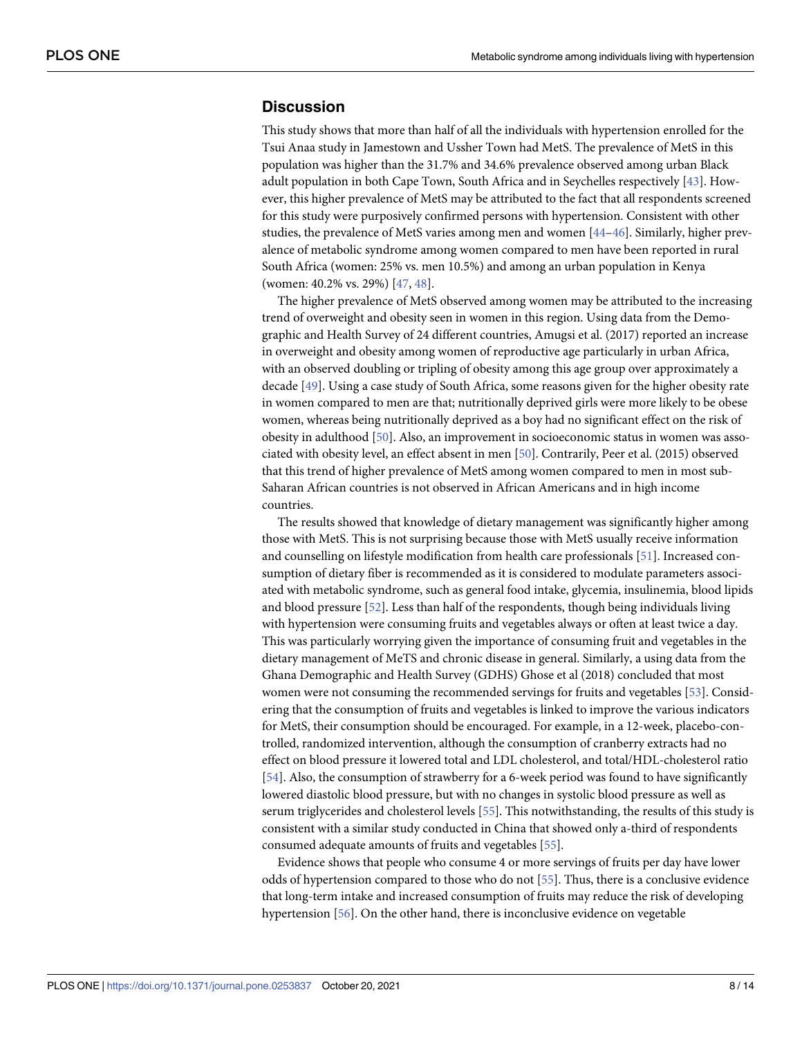## Discussion

This study shows that more than half of all the individuals with hypertension enrolled for the Tsui Anaa study in Jamestown and Ussher Town had MetS. The prevalence of MetS in this population was higher than the 31.7% and 34.6% prevalence observed among urban Black adult population in both Cape Town, South Africa and in Seychelles respectively [43]. However, this higher prevalence of MetS may be attributed to the fact that all respondents screened for this study were purposively confirmed persons with hypertension. Consistent with other studies, the prevalence of MetS varies among men and women [44–46]. Similarly, higher prevalence of metabolic syndrome among women compared to men have been reported in rural South Africa (women: 25% vs. men 10.5%) and among an urban population in Kenya (women: 40.2% vs. 29%) [47, 48].

The higher prevalence of MetS observed among women may be attributed to the increasing trend of overweight and obesity seen in women in this region. Using data from the Demographic and Health Survey of 24 different countries, Amugsi et al. (2017) reported an increase in overweight and obesity among women of reproductive age particularly in urban Africa, with an observed doubling or tripling of obesity among this age group over approximately a decade [49]. Using a case study of South Africa, some reasons given for the higher obesity rate in women compared to men are that; nutritionally deprived girls were more likely to be obese women, whereas being nutritionally deprived as a boy had no significant effect on the risk of obesity in adulthood [50]. Also, an improvement in socioeconomic status in women was associated with obesity level, an effect absent in men [50]. Contrarily, Peer et al. (2015) observed that this trend of higher prevalence of MetS among women compared to men in most sub-Saharan African countries is not observed in African Americans and in high income countries.

The results showed that knowledge of dietary management was significantly higher among those with MetS. This is not surprising because those with MetS usually receive information and counselling on lifestyle modification from health care professionals [51]. Increased consumption of dietary fiber is recommended as it is considered to modulate parameters associated with metabolic syndrome, such as general food intake, glycemia, insulinemia, blood lipids and blood pressure [52]. Less than half of the respondents, though being individuals living with hypertension were consuming fruits and vegetables always or often at least twice a day. This was particularly worrying given the importance of consuming fruit and vegetables in the dietary management of MeTS and chronic disease in general. Similarly, a using data from the Ghana Demographic and Health Survey (GDHS) Ghose et al (2018) concluded that most women were not consuming the recommended servings for fruits and vegetables [53]. Considering that the consumption of fruits and vegetables is linked to improve the various indicators for MetS, their consumption should be encouraged. For example, in a 12-week, placebo-controlled, randomized intervention, although the consumption of cranberry extracts had no effect on blood pressure it lowered total and LDL cholesterol, and total/HDL-cholesterol ratio [54]. Also, the consumption of strawberry for a 6-week period was found to have significantly lowered diastolic blood pressure, but with no changes in systolic blood pressure as well as serum triglycerides and cholesterol levels [55]. This notwithstanding, the results of this study is consistent with a similar study conducted in China that showed only a-third of respondents consumed adequate amounts of fruits and vegetables [55].

Evidence shows that people who consume 4 or more servings of fruits per day have lower odds of hypertension compared to those who do not [55]. Thus, there is a conclusive evidence that long-term intake and increased consumption of fruits may reduce the risk of developing hypertension [56]. On the other hand, there is inconclusive evidence on vegetable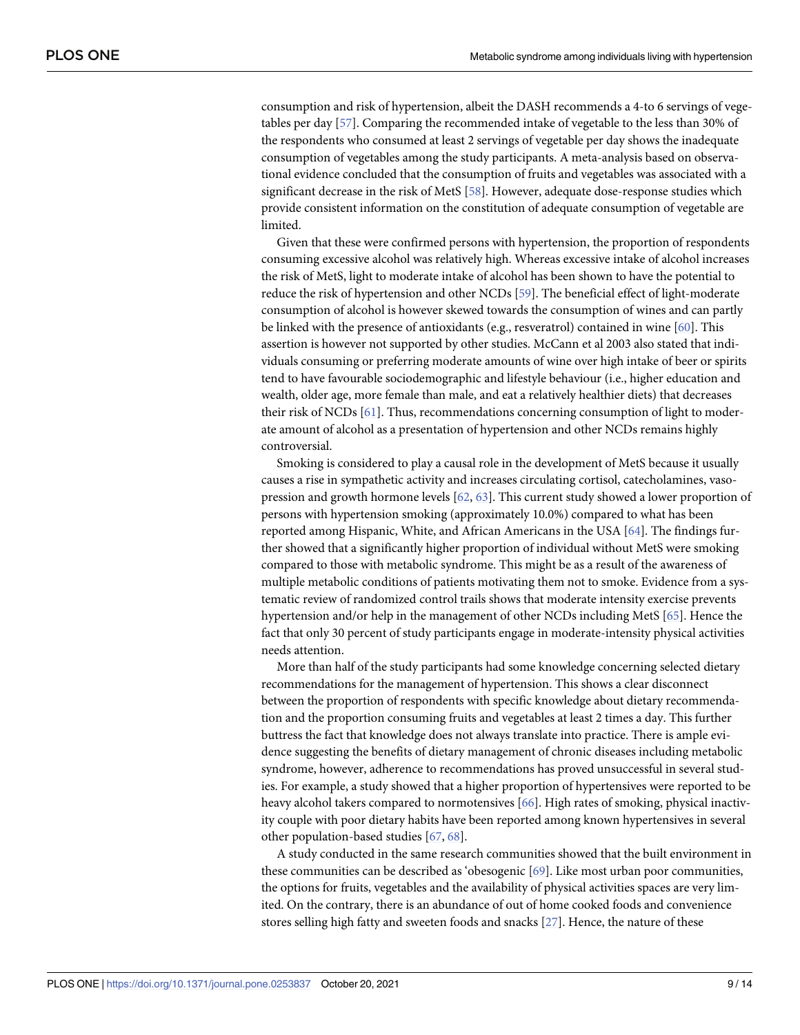consumption and risk of hypertension, albeit the DASH recommends a 4-to 6 servings of vegetables per day [57]. Comparing the recommended intake of vegetable to the less than 30% of the respondents who consumed at least 2 servings of vegetable per day shows the inadequate consumption of vegetables among the study participants. A meta-analysis based on observational evidence concluded that the consumption of fruits and vegetables was associated with a significant decrease in the risk of MetS [58]. However, adequate dose-response studies which provide consistent information on the constitution of adequate consumption of vegetable are limited.

Given that these were confirmed persons with hypertension, the proportion of respondents consuming excessive alcohol was relatively high. Whereas excessive intake of alcohol increases the risk of MetS, light to moderate intake of alcohol has been shown to have the potential to reduce the risk of hypertension and other NCDs [59]. The beneficial effect of light-moderate consumption of alcohol is however skewed towards the consumption of wines and can partly be linked with the presence of antioxidants (e.g., resveratrol) contained in wine [60]. This assertion is however not supported by other studies. McCann et al 2003 also stated that individuals consuming or preferring moderate amounts of wine over high intake of beer or spirits tend to have favourable sociodemographic and lifestyle behaviour (i.e., higher education and wealth, older age, more female than male, and eat a relatively healthier diets) that decreases their risk of NCDs [61]. Thus, recommendations concerning consumption of light to moderate amount of alcohol as a presentation of hypertension and other NCDs remains highly controversial.

Smoking is considered to play a causal role in the development of MetS because it usually causes a rise in sympathetic activity and increases circulating cortisol, catecholamines, vasopression and growth hormone levels [62, 63]. This current study showed a lower proportion of persons with hypertension smoking (approximately 10.0%) compared to what has been reported among Hispanic, White, and African Americans in the USA [64]. The findings further showed that a significantly higher proportion of individual without MetS were smoking compared to those with metabolic syndrome. This might be as a result of the awareness of multiple metabolic conditions of patients motivating them not to smoke. Evidence from a systematic review of randomized control trails shows that moderate intensity exercise prevents hypertension and/or help in the management of other NCDs including MetS [65]. Hence the fact that only 30 percent of study participants engage in moderate-intensity physical activities needs attention.

More than half of the study participants had some knowledge concerning selected dietary recommendations for the management of hypertension. This shows a clear disconnect between the proportion of respondents with specific knowledge about dietary recommendation and the proportion consuming fruits and vegetables at least 2 times a day. This further buttress the fact that knowledge does not always translate into practice. There is ample evidence suggesting the benefits of dietary management of chronic diseases including metabolic syndrome, however, adherence to recommendations has proved unsuccessful in several studies. For example, a study showed that a higher proportion of hypertensives were reported to be heavy alcohol takers compared to normotensives [66]. High rates of smoking, physical inactivity couple with poor dietary habits have been reported among known hypertensives in several other population-based studies [67, 68].

A study conducted in the same research communities showed that the built environment in these communities can be described as 'obesogenic [69]. Like most urban poor communities, the options for fruits, vegetables and the availability of physical activities spaces are very limited. On the contrary, there is an abundance of out of home cooked foods and convenience stores selling high fatty and sweeten foods and snacks [27]. Hence, the nature of these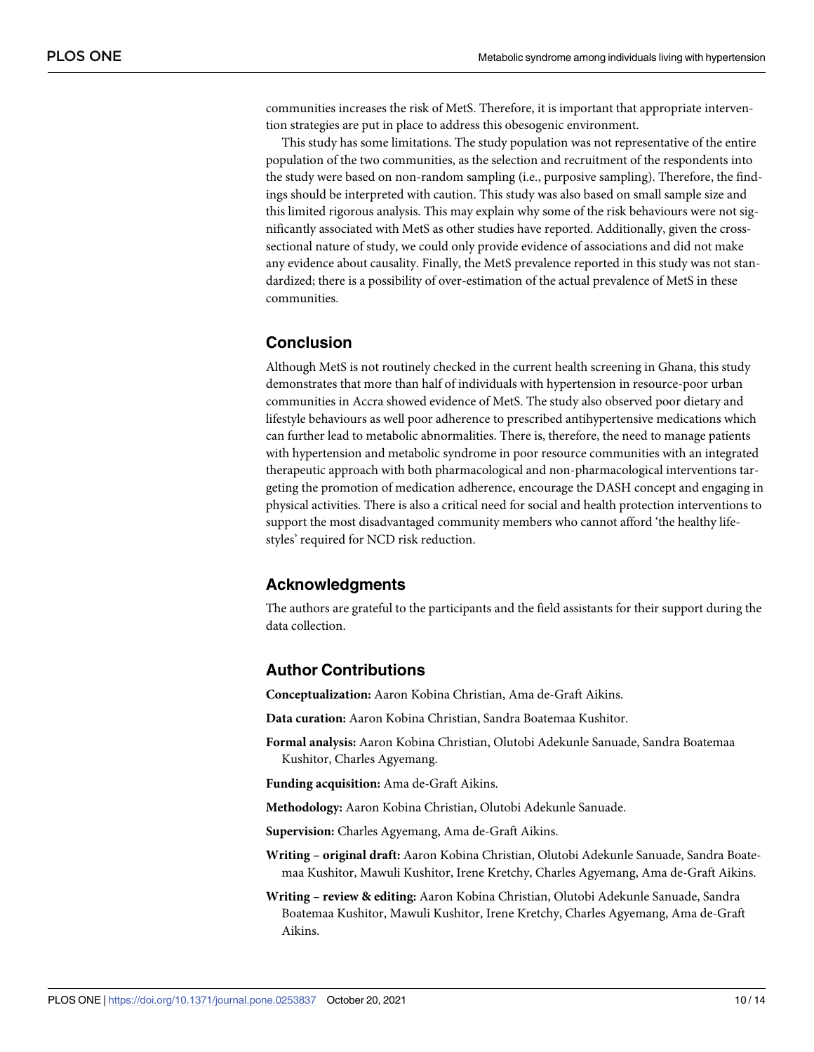communities increases the risk of MetS. Therefore, it is important that appropriate intervention strategies are put in place to address this obesogenic environment.

This study has some limitations. The study population was not representative of the entire population of the two communities, as the selection and recruitment of the respondents into the study were based on non-random sampling (i.e., purposive sampling). Therefore, the findings should be interpreted with caution. This study was also based on small sample size and this limited rigorous analysis. This may explain why some of the risk behaviours were not significantly associated with MetS as other studies have reported. Additionally, given the cross-sectional nature of study, we could only provide evidence of associations and did not make any evidence about causality. Finally, the MetS prevalence reported in this study was not standardized; there is a possibility of over-estimation of the actual prevalence of MetS in these communities.

## Conclusion

Although MetS is not routinely checked in the current health screening in Ghana, this study demonstrates that more than half of individuals with hypertension in resource-poor urban communities in Accra showed evidence of MetS. The study also observed poor dietary and lifestyle behaviours as well poor adherence to prescribed antihypertensive medications which can further lead to metabolic abnormalities. There is, therefore, the need to manage patients with hypertension and metabolic syndrome in poor resource communities with an integrated therapeutic approach with both pharmacological and non-pharmacological interventions targeting the promotion of medication adherence, encourage the DASH concept and engaging in physical activities. There is also a critical need for social and health protection interventions to support the most disadvantaged community members who cannot afford 'the healthy lifestyles' required for NCD risk reduction.

## Acknowledgments

The authors are grateful to the participants and the field assistants for their support during the data collection.

## Author Contributions

**Conceptualization:** Aaron Kobina Christian, Ama de-Graft Aikins.

**Data curation:** Aaron Kobina Christian, Sandra Boatemaa Kushitor.

**Formal analysis:** Aaron Kobina Christian, Olutobi Adekunle Sanuade, Sandra Boatemaa Kushitor, Charles Agyemang.

**Funding acquisition:** Ama de-Graft Aikins.

**Methodology:** Aaron Kobina Christian, Olutobi Adekunle Sanuade.

**Supervision:** Charles Agyemang, Ama de-Graft Aikins.

**Writing – original draft:** Aaron Kobina Christian, Olutobi Adekunle Sanuade, Sandra Boatemaa Kushitor, Mawuli Kushitor, Irene Kretchy, Charles Agyemang, Ama de-Graft Aikins.

**Writing – review & editing:** Aaron Kobina Christian, Olutobi Adekunle Sanuade, Sandra Boatemaa Kushitor, Mawuli Kushitor, Irene Kretchy, Charles Agyemang, Ama de-Graft Aikins.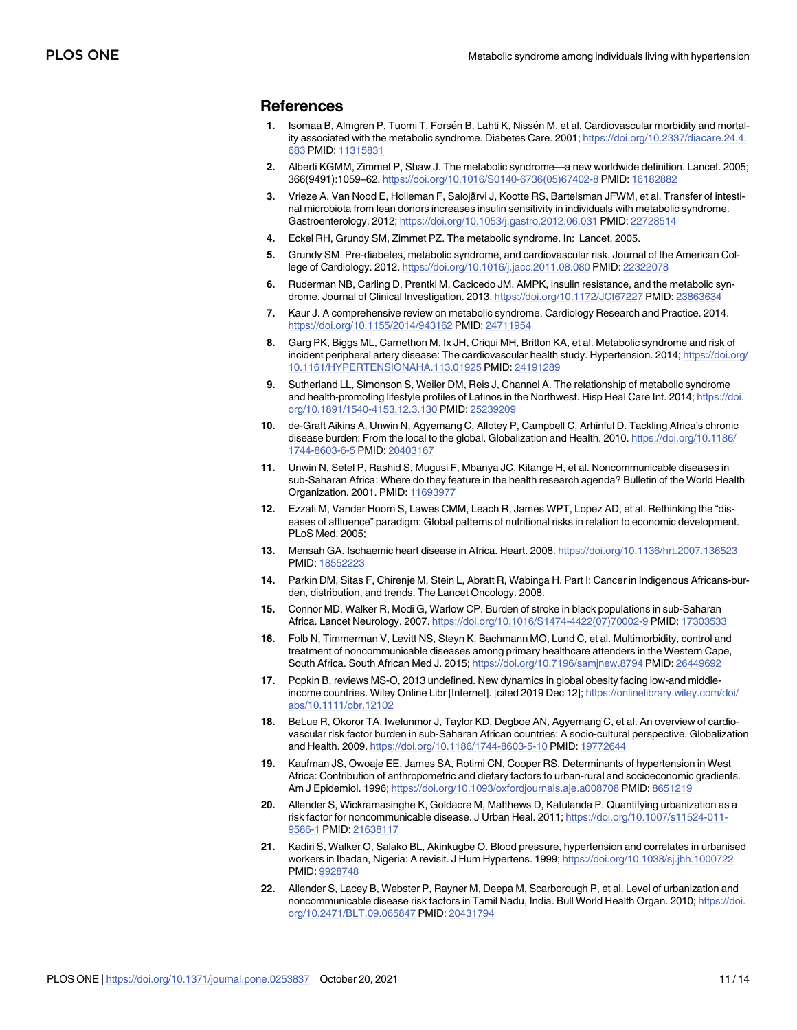## References

1. Isomaa B, Almgren P, Tuomi T, Forsén B, Lahti K, Nissén M, et al. Cardiovascular morbidity and mortality associated with the metabolic syndrome. Diabetes Care. 2001; https://doi.org/10.2337/diacare.24.4.683 PMID: 11315831
2. Alberti KGMM, Zimmet P, Shaw J. The metabolic syndrome—a new worldwide definition. Lancet. 2005; 366(9491):1059–62. https://doi.org/10.1016/S0140-6736(05)67402-8 PMID: 16182882
3. Vrieze A, Van Nood E, Holleman F, Salojärvi J, Kootte RS, Bartelsman JFWM, et al. Transfer of intestinal microbiota from lean donors increases insulin sensitivity in individuals with metabolic syndrome. Gastroenterology. 2012; https://doi.org/10.1053/j.gastro.2012.06.031 PMID: 22728514
4. Eckel RH, Grundy SM, Zimmet PZ. The metabolic syndrome. In: Lancet. 2005.
5. Grundy SM. Pre-diabetes, metabolic syndrome, and cardiovascular risk. Journal of the American College of Cardiology. 2012. https://doi.org/10.1016/j.jacc.2011.08.080 PMID: 22322078
6. Ruderman NB, Carling D, Prentki M, Cacicedo JM. AMPK, insulin resistance, and the metabolic syndrome. Journal of Clinical Investigation. 2013. https://doi.org/10.1172/JCI67227 PMID: 23863634
7. Kaur J. A comprehensive review on metabolic syndrome. Cardiology Research and Practice. 2014. https://doi.org/10.1155/2014/943162 PMID: 24711954
8. Garg PK, Biggs ML, Carnethon M, Ix JH, Criqui MH, Britton KA, et al. Metabolic syndrome and risk of incident peripheral artery disease: The cardiovascular health study. Hypertension. 2014; https://doi.org/10.1161/HYPERTENSIONAHA.113.01925 PMID: 24191289
9. Sutherland LL, Simonson S, Weiler DM, Reis J, Channel A. The relationship of metabolic syndrome and health-promoting lifestyle profiles of Latinos in the Northwest. Hisp Heal Care Int. 2014; https://doi.org/10.1891/1540-4153.12.3.130 PMID: 25239209
10. de-Graft Aikins A, Unwin N, Agyemang C, Allotey P, Campbell C, Arhinful D. Tackling Africa's chronic disease burden: From the local to the global. Globalization and Health. 2010. https://doi.org/10.1186/1744-8603-6-5 PMID: 20403167
11. Unwin N, Setel P, Rashid S, Mugusi F, Mbanya JC, Kitange H, et al. Noncommunicable diseases in sub-Saharan Africa: Where do they feature in the health research agenda? Bulletin of the World Health Organization. 2001. PMID: 11693977
12. Ezzati M, Vander Hoorn S, Lawes CMM, Leach R, James WPT, Lopez AD, et al. Rethinking the "diseases of affluence" paradigm: Global patterns of nutritional risks in relation to economic development. PLoS Med. 2005;
13. Mensah GA. Ischaemic heart disease in Africa. Heart. 2008. https://doi.org/10.1136/hrt.2007.136523 PMID: 18552223
14. Parkin DM, Sitas F, Chirenje M, Stein L, Abratt R, Wabinga H. Part I: Cancer in Indigenous Africans-burden, distribution, and trends. The Lancet Oncology. 2008.
15. Connor MD, Walker R, Modi G, Warlow CP. Burden of stroke in black populations in sub-Saharan Africa. Lancet Neurology. 2007. https://doi.org/10.1016/S1474-4422(07)70002-9 PMID: 17303533
16. Folb N, Timmerman V, Levitt NS, Steyn K, Bachmann MO, Lund C, et al. Multimorbidity, control and treatment of noncommunicable diseases among primary healthcare attenders in the Western Cape, South Africa. South African Med J. 2015; https://doi.org/10.7196/samjnew.8794 PMID: 26449692
17. Popkin B, reviews MS-O, 2013 undefined. New dynamics in global obesity facing low-and middle-income countries. Wiley Online Libr [Internet]. [cited 2019 Dec 12]; https://onlinelibrary.wiley.com/doi/abs/10.1111/obr.12102
18. BeLue R, Okoror TA, Iwelunmor J, Taylor KD, Degboe AN, Agyemang C, et al. An overview of cardiovascular risk factor burden in sub-Saharan African countries: A socio-cultural perspective. Globalization and Health. 2009. https://doi.org/10.1186/1744-8603-5-10 PMID: 19772644
19. Kaufman JS, Owoaje EE, James SA, Rotimi CN, Cooper RS. Determinants of hypertension in West Africa: Contribution of anthropometric and dietary factors to urban-rural and socioeconomic gradients. Am J Epidemiol. 1996; https://doi.org/10.1093/oxfordjournals.aje.a008708 PMID: 8651219
20. Allender S, Wickramasinghe K, Goldacre M, Matthews D, Katulanda P. Quantifying urbanization as a risk factor for noncommunicable disease. J Urban Heal. 2011; https://doi.org/10.1007/s11524-011-9586-1 PMID: 21638117
21. Kadiri S, Walker O, Salako BL, Akinkugbe O. Blood pressure, hypertension and correlates in urbanised workers in Ibadan, Nigeria: A revisit. J Hum Hypertens. 1999; https://doi.org/10.1038/sj.jhh.1000722 PMID: 9928748
22. Allender S, Lacey B, Webster P, Rayner M, Deepa M, Scarborough P, et al. Level of urbanization and noncommunicable disease risk factors in Tamil Nadu, India. Bull World Health Organ. 2010; https://doi.org/10.2471/BLT.09.065847 PMID: 20431794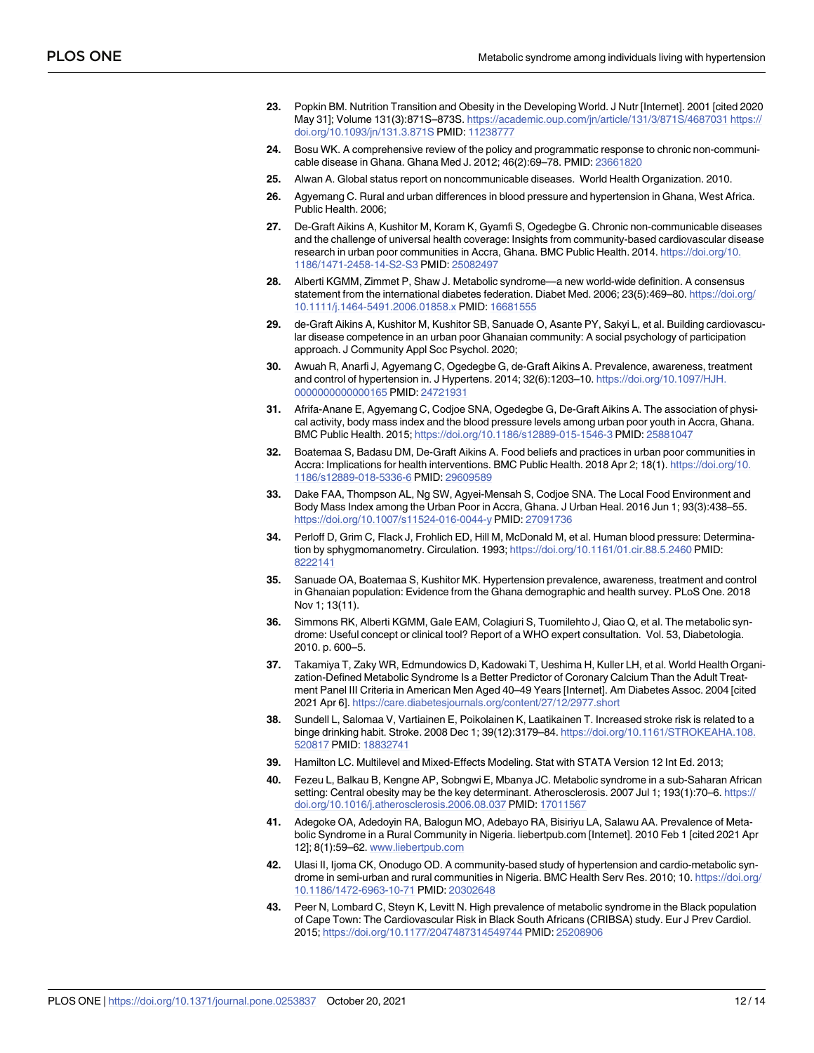23. Popkin BM. Nutrition Transition and Obesity in the Developing World. J Nutr [Internet]. 2001 [cited 2020 May 31]; Volume 131(3):871S–873S. https://academic.oup.com/jn/article/131/3/871S/4687031 https://doi.org/10.1093/jn/131.3.871S PMID: 11238777

24. Bosu WK. A comprehensive review of the policy and programmatic response to chronic non-communicable disease in Ghana. Ghana Med J. 2012; 46(2):69–78. PMID: 23661820

25. Alwan A. Global status report on noncommunicable diseases. World Health Organization. 2010.

26. Agyemang C. Rural and urban differences in blood pressure and hypertension in Ghana, West Africa. Public Health. 2006;

27. De-Graft Aikins A, Kushitor M, Koram K, Gyamfi S, Ogedegbe G. Chronic non-communicable diseases and the challenge of universal health coverage: Insights from community-based cardiovascular disease research in urban poor communities in Accra, Ghana. BMC Public Health. 2014. https://doi.org/10.1186/1471-2458-14-S2-S3 PMID: 25082497

28. Alberti KGMM, Zimmet P, Shaw J. Metabolic syndrome—a new world-wide definition. A consensus statement from the international diabetes federation. Diabet Med. 2006; 23(5):469–80. https://doi.org/10.1111/j.1464-5491.2006.01858.x PMID: 16681555

29. de-Graft Aikins A, Kushitor M, Kushitor SB, Sanuade O, Asante PY, Sakyi L, et al. Building cardiovascular disease competence in an urban poor Ghanaian community: A social psychology of participation approach. J Community Appl Soc Psychol. 2020;

30. Awuah R, Anarfi J, Agyemang C, Ogedegbe G, de-Graft Aikins A. Prevalence, awareness, treatment and control of hypertension in. J Hypertens. 2014; 32(6):1203–10. https://doi.org/10.1097/HJH.0000000000000165 PMID: 24721931

31. Afrifa-Anane E, Agyemang C, Codjoe SNA, Ogedegbe G, De-Graft Aikins A. The association of physical activity, body mass index and the blood pressure levels among urban poor youth in Accra, Ghana. BMC Public Health. 2015; https://doi.org/10.1186/s12889-015-1546-3 PMID: 25881047

32. Boatemaa S, Badasu DM, De-Graft Aikins A. Food beliefs and practices in urban poor communities in Accra: Implications for health interventions. BMC Public Health. 2018 Apr 2; 18(1). https://doi.org/10.1186/s12889-018-5336-6 PMID: 29609589

33. Dake FAA, Thompson AL, Ng SW, Agyei-Mensah S, Codjoe SNA. The Local Food Environment and Body Mass Index among the Urban Poor in Accra, Ghana. J Urban Heal. 2016 Jun 1; 93(3):438–55. https://doi.org/10.1007/s11524-016-0044-y PMID: 27091736

34. Perloff D, Grim C, Flack J, Frohlich ED, Hill M, McDonald M, et al. Human blood pressure: Determination by sphygmomanometry. Circulation. 1993; https://doi.org/10.1161/01.cir.88.5.2460 PMID: 8222141

35. Sanuade OA, Boatemaa S, Kushitor MK. Hypertension prevalence, awareness, treatment and control in Ghanaian population: Evidence from the Ghana demographic and health survey. PLoS One. 2018 Nov 1; 13(11).

36. Simmons RK, Alberti KGMM, Gale EAM, Colagiuri S, Tuomilehto J, Qiao Q, et al. The metabolic syndrome: Useful concept or clinical tool? Report of a WHO expert consultation. Vol. 53, Diabetologia. 2010. p. 600–5.

37. Takamiya T, Zaky WR, Edmundowics D, Kadowaki T, Ueshima H, Kuller LH, et al. World Health Organization-Defined Metabolic Syndrome Is a Better Predictor of Coronary Calcium Than the Adult Treatment Panel III Criteria in American Men Aged 40–49 Years [Internet]. Am Diabetes Assoc. 2004 [cited 2021 Apr 6]. https://care.diabetesjournals.org/content/27/12/2977.short

38. Sundell L, Salomaa V, Vartiainen E, Poikolainen K, Laatikainen T. Increased stroke risk is related to a binge drinking habit. Stroke. 2008 Dec 1; 39(12):3179–84. https://doi.org/10.1161/STROKEAHA.108.520817 PMID: 18832741

39. Hamilton LC. Multilevel and Mixed-Effects Modeling. Stat with STATA Version 12 Int Ed. 2013;

40. Fezeu L, Balkau B, Kengne AP, Sobngwi E, Mbanya JC. Metabolic syndrome in a sub-Saharan African setting: Central obesity may be the key determinant. Atherosclerosis. 2007 Jul 1; 193(1):70–6. https://doi.org/10.1016/j.atherosclerosis.2006.08.037 PMID: 17011567

41. Adegoke OA, Adedoyin RA, Balogun MO, Adebayo RA, Bisiriyu LA, Salawu AA. Prevalence of Metabolic Syndrome in a Rural Community in Nigeria. liebertpub.com [Internet]. 2010 Feb 1 [cited 2021 Apr 12]; 8(1):59–62. www.liebertpub.com

42. Ulasi II, Ijoma CK, Onodugo OD. A community-based study of hypertension and cardio-metabolic syndrome in semi-urban and rural communities in Nigeria. BMC Health Serv Res. 2010; 10. https://doi.org/10.1186/1472-6963-10-71 PMID: 20302648

43. Peer N, Lombard C, Steyn K, Levitt N. High prevalence of metabolic syndrome in the Black population of Cape Town: The Cardiovascular Risk in Black South Africans (CRIBSA) study. Eur J Prev Cardiol. 2015; https://doi.org/10.1177/2047487314549744 PMID: 25208906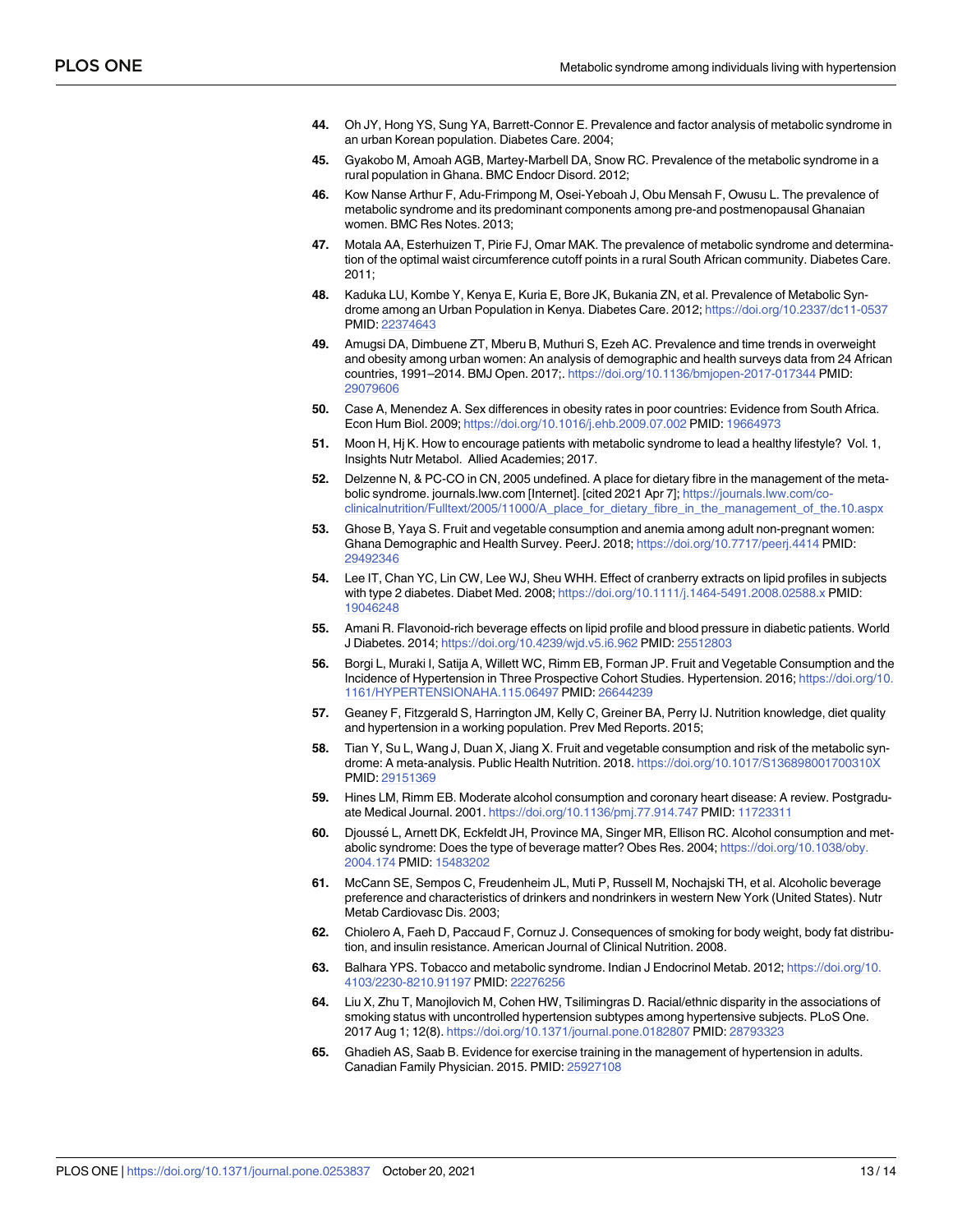44. Oh JY, Hong YS, Sung YA, Barrett-Connor E. Prevalence and factor analysis of metabolic syndrome in an urban Korean population. Diabetes Care. 2004;
45. Gyakobo M, Amoah AGB, Martey-Marbell DA, Snow RC. Prevalence of the metabolic syndrome in a rural population in Ghana. BMC Endocr Disord. 2012;
46. Kow Nanse Arthur F, Adu-Frimpong M, Osei-Yeboah J, Obu Mensah F, Owusu L. The prevalence of metabolic syndrome and its predominant components among pre-and postmenopausal Ghanaian women. BMC Res Notes. 2013;
47. Motala AA, Esterhuizen T, Pirie FJ, Omar MAK. The prevalence of metabolic syndrome and determination of the optimal waist circumference cutoff points in a rural South African community. Diabetes Care. 2011;
48. Kaduka LU, Kombe Y, Kenya E, Kuria E, Bore JK, Bukania ZN, et al. Prevalence of Metabolic Syndrome among an Urban Population in Kenya. Diabetes Care. 2012; https://doi.org/10.2337/dc11-0537 PMID: 22374643
49. Amugsi DA, Dimbuene ZT, Mberu B, Muthuri S, Ezeh AC. Prevalence and time trends in overweight and obesity among urban women: An analysis of demographic and health surveys data from 24 African countries, 1991–2014. BMJ Open. 2017;. https://doi.org/10.1136/bmjopen-2017-017344 PMID: 29079606
50. Case A, Menendez A. Sex differences in obesity rates in poor countries: Evidence from South Africa. Econ Hum Biol. 2009; https://doi.org/10.1016/j.ehb.2009.07.002 PMID: 19664973
51. Moon H, Hj K. How to encourage patients with metabolic syndrome to lead a healthy lifestyle? Vol. 1, Insights Nutr Metabol. Allied Academies; 2017.
52. Delzenne N, & PC-CO in CN, 2005 undefined. A place for dietary fibre in the management of the metabolic syndrome. journals.lww.com [Internet]. [cited 2021 Apr 7]; https://journals.lww.com/co-clinicalnutrition/Fulltext/2005/11000/A_place_for_dietary_fibre_in_the_management_of_the.10.aspx
53. Ghose B, Yaya S. Fruit and vegetable consumption and anemia among adult non-pregnant women: Ghana Demographic and Health Survey. PeerJ. 2018; https://doi.org/10.7717/peerj.4414 PMID: 29492346
54. Lee IT, Chan YC, Lin CW, Lee WJ, Sheu WHH. Effect of cranberry extracts on lipid profiles in subjects with type 2 diabetes. Diabet Med. 2008; https://doi.org/10.1111/j.1464-5491.2008.02588.x PMID: 19046248
55. Amani R. Flavonoid-rich beverage effects on lipid profile and blood pressure in diabetic patients. World J Diabetes. 2014; https://doi.org/10.4239/wjd.v5.i6.962 PMID: 25512803
56. Borgi L, Muraki I, Satija A, Willett WC, Rimm EB, Forman JP. Fruit and Vegetable Consumption and the Incidence of Hypertension in Three Prospective Cohort Studies. Hypertension. 2016; https://doi.org/10.1161/HYPERTENSIONAHA.115.06497 PMID: 26644239
57. Geaney F, Fitzgerald S, Harrington JM, Kelly C, Greiner BA, Perry IJ. Nutrition knowledge, diet quality and hypertension in a working population. Prev Med Reports. 2015;
58. Tian Y, Su L, Wang J, Duan X, Jiang X. Fruit and vegetable consumption and risk of the metabolic syndrome: A meta-analysis. Public Health Nutrition. 2018. https://doi.org/10.1017/S136898001700310X PMID: 29151369
59. Hines LM, Rimm EB. Moderate alcohol consumption and coronary heart disease: A review. Postgraduate Medical Journal. 2001. https://doi.org/10.1136/pmj.77.914.747 PMID: 11723311
60. Djoussé L, Arnett DK, Eckfeldt JH, Province MA, Singer MR, Ellison RC. Alcohol consumption and metabolic syndrome: Does the type of beverage matter? Obes Res. 2004; https://doi.org/10.1038/oby.2004.174 PMID: 15483202
61. McCann SE, Sempos C, Freudenheim JL, Muti P, Russell M, Nochajski TH, et al. Alcoholic beverage preference and characteristics of drinkers and nondrinkers in western New York (United States). Nutr Metab Cardiovasc Dis. 2003;
62. Chiolero A, Faeh D, Paccaud F, Cornuz J. Consequences of smoking for body weight, body fat distribution, and insulin resistance. American Journal of Clinical Nutrition. 2008.
63. Balhara YPS. Tobacco and metabolic syndrome. Indian J Endocrinol Metab. 2012; https://doi.org/10.4103/2230-8210.91197 PMID: 22276256
64. Liu X, Zhu T, Manojlovich M, Cohen HW, Tsilimingras D. Racial/ethnic disparity in the associations of smoking status with uncontrolled hypertension subtypes among hypertensive subjects. PLoS One. 2017 Aug 1; 12(8). https://doi.org/10.1371/journal.pone.0182807 PMID: 28793323
65. Ghadieh AS, Saab B. Evidence for exercise training in the management of hypertension in adults. Canadian Family Physician. 2015. PMID: 25927108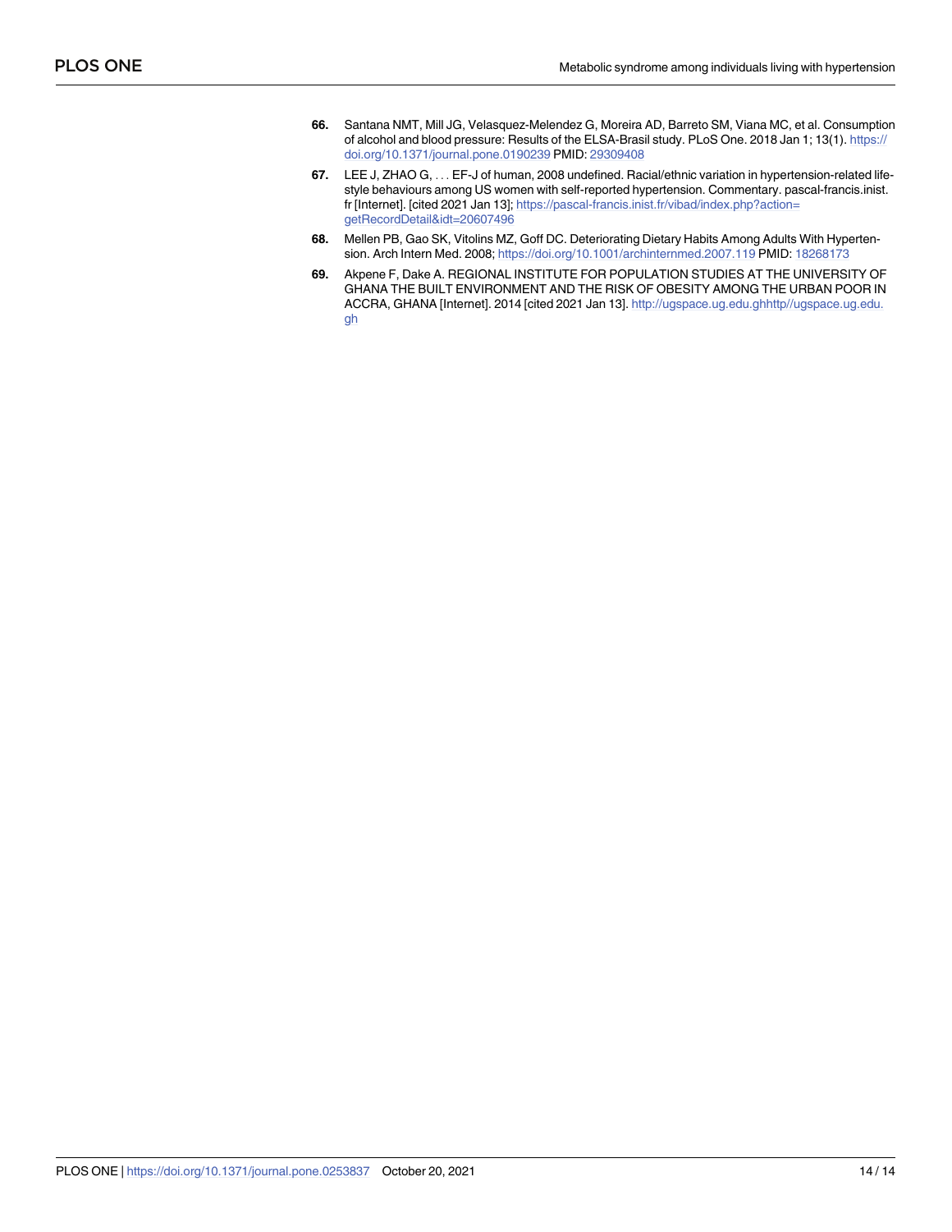66. Santana NMT, Mill JG, Velasquez-Melendez G, Moreira AD, Barreto SM, Viana MC, et al. Consumption of alcohol and blood pressure: Results of the ELSA-Brasil study. PLoS One. 2018 Jan 1; 13(1). https://doi.org/10.1371/journal.pone.0190239 PMID: 29309408

67. LEE J, ZHAO G, . . . EF-J of human, 2008 undefined. Racial/ethnic variation in hypertension-related life-style behaviours among US women with self-reported hypertension. Commentary. pascal-francis.inist.fr [Internet]. [cited 2021 Jan 13]; https://pascal-francis.inist.fr/vibad/index.php?action=getRecordDetail&idt=20607496

68. Mellen PB, Gao SK, Vitolins MZ, Goff DC. Deteriorating Dietary Habits Among Adults With Hypertension. Arch Intern Med. 2008; https://doi.org/10.1001/archinternmed.2007.119 PMID: 18268173

69. Akpene F, Dake A. REGIONAL INSTITUTE FOR POPULATION STUDIES AT THE UNIVERSITY OF GHANA THE BUILT ENVIRONMENT AND THE RISK OF OBESITY AMONG THE URBAN POOR IN ACCRA, GHANA [Internet]. 2014 [cited 2021 Jan 13]. http://ugspace.ug.edu.ghhttp//ugspace.ug.edu.gh